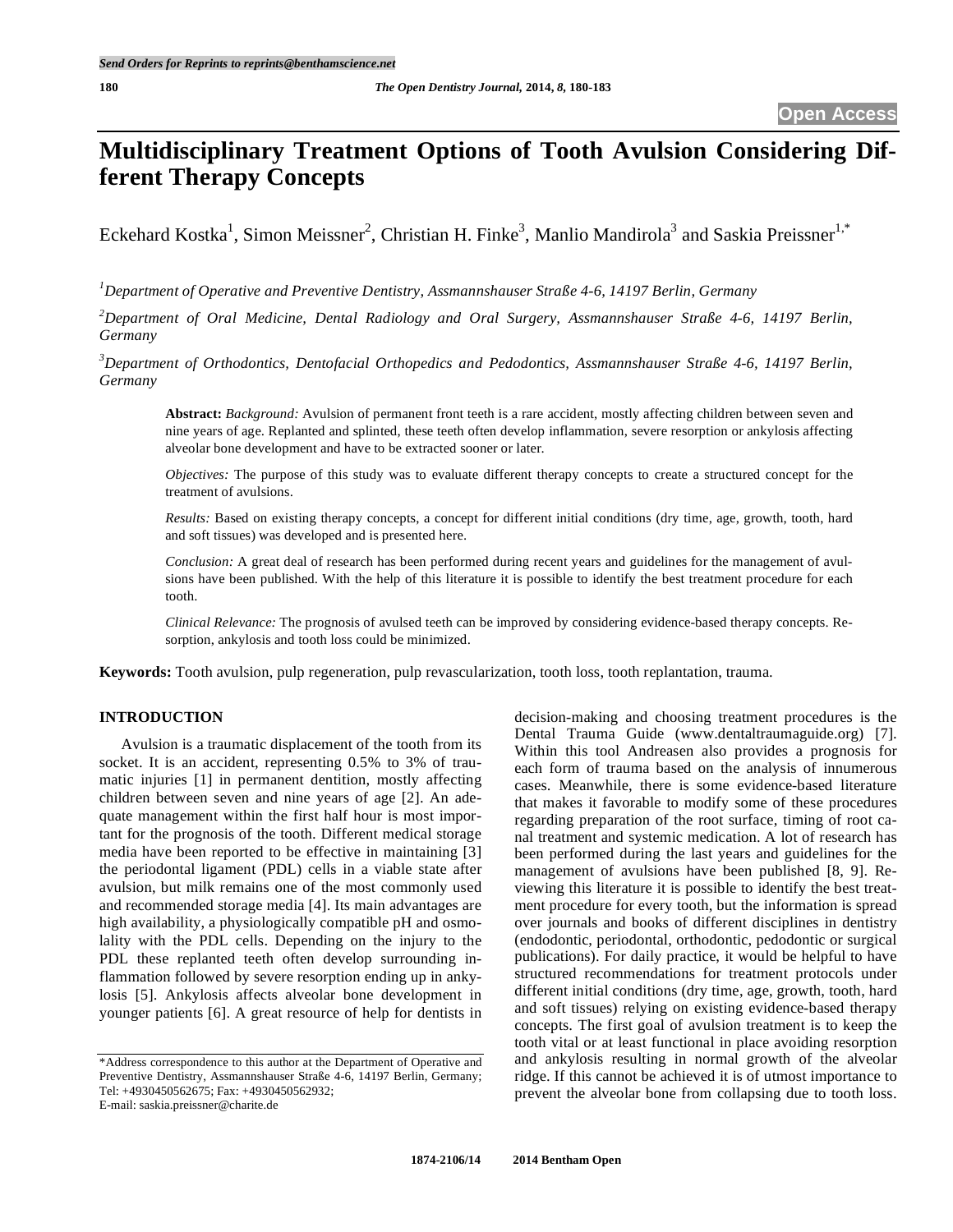# Multidisciplinary Treatment Options of Tooth Avulsion Considering Different Therapy Concepts

Eckehard Kostka[1], Simon Meissner[2], Christian H. Finke[3], Manlio Mandirola[3] and Saskia Preissner[1,*]

[1]Department of Operative and Preventive Dentistry, Assmannshauser Straße 4-6, 14197 Berlin, Germany

[2]Department of Oral Medicine, Dental Radiology and Oral Surgery, Assmannshauser Straße 4-6, 14197 Berlin, Germany

[3]Department of Orthodontics, Dentofacial Orthopedics and Pedodontics, Assmannshauser Straße 4-6, 14197 Berlin, Germany

**Abstract:** *Background:* Avulsion of permanent front teeth is a rare accident, mostly affecting children between seven and nine years of age. Replanted and splinted, these teeth often develop inflammation, severe resorption or ankylosis affecting alveolar bone development and have to be extracted sooner or later.

*Objectives:* The purpose of this study was to evaluate different therapy concepts to create a structured concept for the treatment of avulsions.

*Results:* Based on existing therapy concepts, a concept for different initial conditions (dry time, age, growth, tooth, hard and soft tissues) was developed and is presented here.

*Conclusion:* A great deal of research has been performed during recent years and guidelines for the management of avulsions have been published. With the help of this literature it is possible to identify the best treatment procedure for each tooth.

*Clinical Relevance:* The prognosis of avulsed teeth can be improved by considering evidence-based therapy concepts. Resorption, ankylosis and tooth loss could be minimized.

**Keywords:** Tooth avulsion, pulp regeneration, pulp revascularization, tooth loss, tooth replantation, trauma.

## INTRODUCTION

Avulsion is a traumatic displacement of the tooth from its socket. It is an accident, representing 0.5% to 3% of traumatic injuries [1] in permanent dentition, mostly affecting children between seven and nine years of age [2]. An adequate management within the first half hour is most important for the prognosis of the tooth. Different medical storage media have been reported to be effective in maintaining [3] the periodontal ligament (PDL) cells in a viable state after avulsion, but milk remains one of the most commonly used and recommended storage media [4]. Its main advantages are high availability, a physiologically compatible pH and osmolality with the PDL cells. Depending on the injury to the PDL these replanted teeth often develop surrounding inflammation followed by severe resorption ending up in ankylosis [5]. Ankylosis affects alveolar bone development in younger patients [6]. A great resource of help for dentists in decision-making and choosing treatment procedures is the Dental Trauma Guide (www.dentaltraumaguide.org) [7]. Within this tool Andreasen also provides a prognosis for each form of trauma based on the analysis of innumerous cases. Meanwhile, there is some evidence-based literature that makes it favorable to modify some of these procedures regarding preparation of the root surface, timing of root canal treatment and systemic medication. A lot of research has been performed during the last years and guidelines for the management of avulsions have been published [8, 9]. Reviewing this literature it is possible to identify the best treatment procedure for every tooth, but the information is spread over journals and books of different disciplines in dentistry (endodontic, periodontal, orthodontic, pedodontic or surgical publications). For daily practice, it would be helpful to have structured recommendations for treatment protocols under different initial conditions (dry time, age, growth, tooth, hard and soft tissues) relying on existing evidence-based therapy concepts. The first goal of avulsion treatment is to keep the tooth vital or at least functional in place avoiding resorption and ankylosis resulting in normal growth of the alveolar ridge. If this cannot be achieved it is of utmost importance to prevent the alveolar bone from collapsing due to tooth loss.

*Address correspondence to this author at the Department of Operative and Preventive Dentistry, Assmannshauser Straße 4-6, 14197 Berlin, Germany; Tel: +4930450562675; Fax: +4930450562932;
E-mail: saskia.preissner@charite.de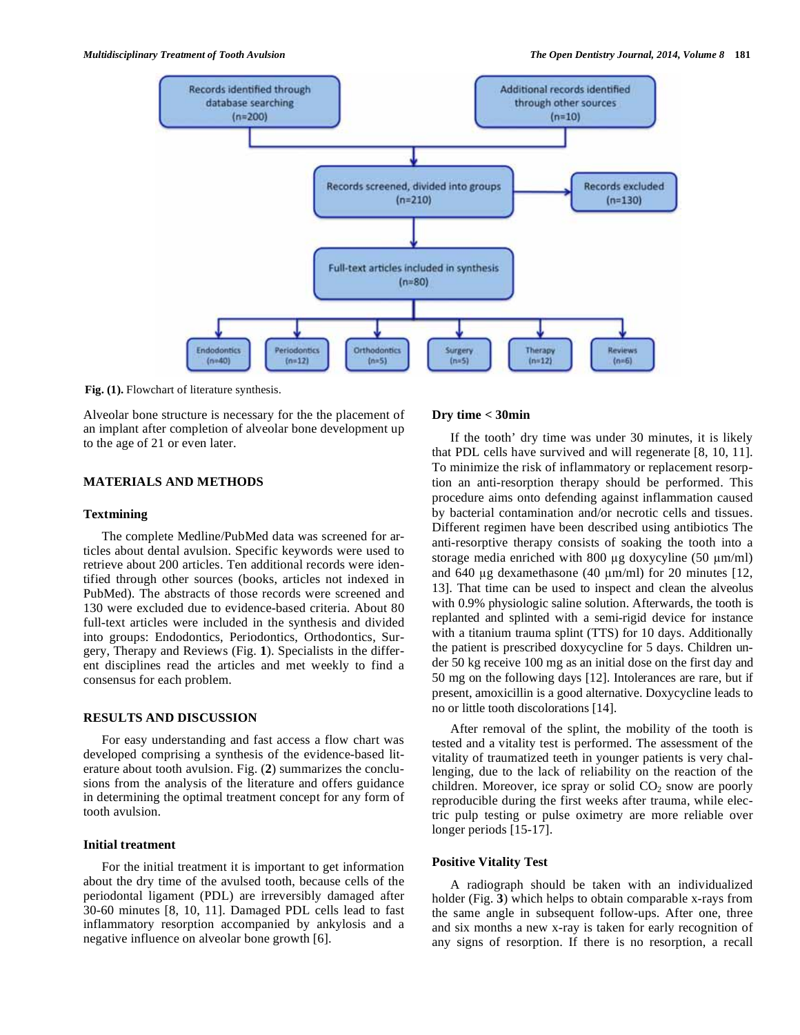Fig. (1). Flowchart of literature synthesis.

Alveolar bone structure is necessary for the the placement of an implant after completion of alveolar bone development up to the age of 21 or even later.

## MATERIALS AND METHODS

### Textmining

The complete Medline/PubMed data was screened for articles about dental avulsion. Specific keywords were used to retrieve about 200 articles. Ten additional records were identified through other sources (books, articles not indexed in PubMed). The abstracts of those records were screened and 130 were excluded due to evidence-based criteria. About 80 full-text articles were included in the synthesis and divided into groups: Endodontics, Periodontics, Orthodontics, Surgery, Therapy and Reviews (Fig. **1**). Specialists in the different disciplines read the articles and met weekly to find a consensus for each problem.

## RESULTS AND DISCUSSION

For easy understanding and fast access a flow chart was developed comprising a synthesis of the evidence-based literature about tooth avulsion. Fig. (**2**) summarizes the conclusions from the analysis of the literature and offers guidance in determining the optimal treatment concept for any form of tooth avulsion.

### Initial treatment

For the initial treatment it is important to get information about the dry time of the avulsed tooth, because cells of the periodontal ligament (PDL) are irreversibly damaged after 30-60 minutes [8, 10, 11]. Damaged PDL cells lead to fast inflammatory resorption accompanied by ankylosis and a negative influence on alveolar bone growth [6].

### Dry time < 30min

If the tooth' dry time was under 30 minutes, it is likely that PDL cells have survived and will regenerate [8, 10, 11]. To minimize the risk of inflammatory or replacement resorption an anti-resorption therapy should be performed. This procedure aims onto defending against inflammation caused by bacterial contamination and/or necrotic cells and tissues. Different regimen have been described using antibiotics The anti-resorptive therapy consists of soaking the tooth into a storage media enriched with 800 µg doxycyline (50 µm/ml) and 640 µg dexamethasone (40 µm/ml) for 20 minutes [12, 13]. That time can be used to inspect and clean the alveolus with 0.9% physiologic saline solution. Afterwards, the tooth is replanted and splinted with a semi-rigid device for instance with a titanium trauma splint (TTS) for 10 days. Additionally the patient is prescribed doxycycline for 5 days. Children under 50 kg receive 100 mg as an initial dose on the first day and 50 mg on the following days [12]. Intolerances are rare, but if present, amoxicillin is a good alternative. Doxycycline leads to no or little tooth discolorations [14].

After removal of the splint, the mobility of the tooth is tested and a vitality test is performed. The assessment of the vitality of traumatized teeth in younger patients is very challenging, due to the lack of reliability on the reaction of the children. Moreover, ice spray or solid $CO_2$ snow are poorly reproducible during the first weeks after trauma, while electric pulp testing or pulse oximetry are more reliable over longer periods [15-17].

### Positive Vitality Test

A radiograph should be taken with an individualized holder (Fig. **3**) which helps to obtain comparable x-rays from the same angle in subsequent follow-ups. After one, three and six months a new x-ray is taken for early recognition of any signs of resorption. If there is no resorption, a recall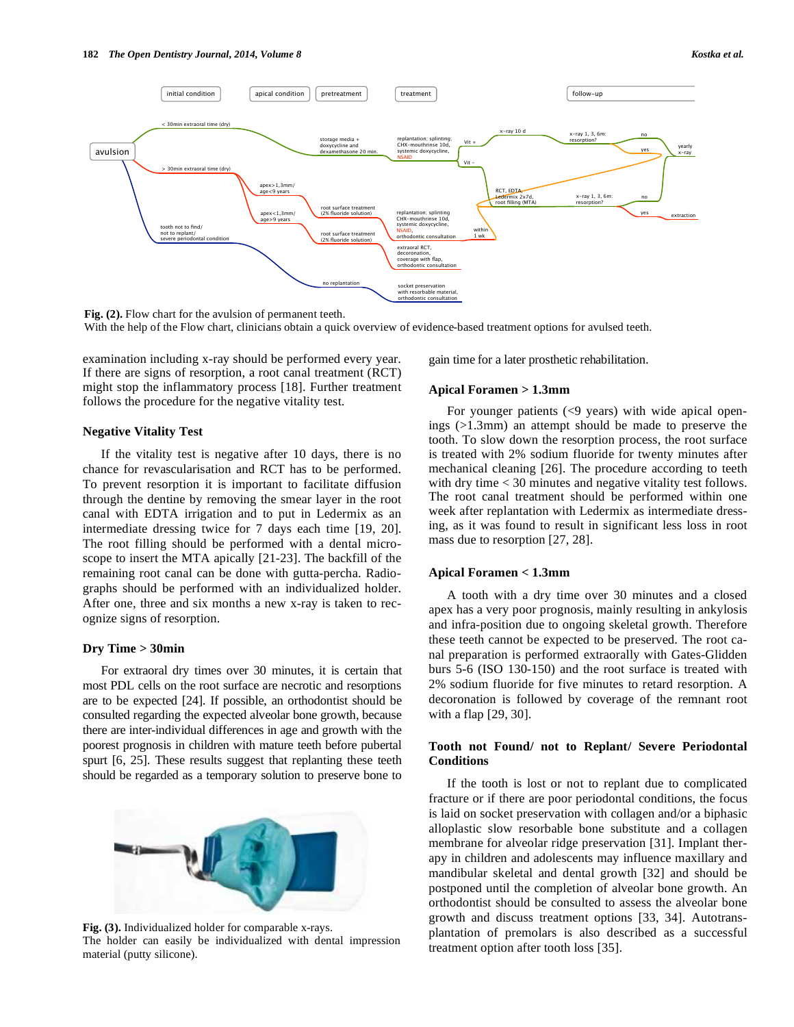**Fig. (2).** Flow chart for the avulsion of permanent teeth.
With the help of the Flow chart, clinicians obtain a quick overview of evidence-based treatment options for avulsed teeth.

examination including x-ray should be performed every year. If there are signs of resorption, a root canal treatment (RCT) might stop the inflammatory process [18]. Further treatment follows the procedure for the negative vitality test.

### Negative Vitality Test

If the vitality test is negative after 10 days, there is no chance for revascularisation and RCT has to be performed. To prevent resorption it is important to facilitate diffusion through the dentine by removing the smear layer in the root canal with EDTA irrigation and to put in Ledermix as an intermediate dressing twice for 7 days each time [19, 20]. The root filling should be performed with a dental microscope to insert the MTA apically [21-23]. The backfill of the remaining root canal can be done with gutta-percha. Radiographs should be performed with an individualized holder. After one, three and six months a new x-ray is taken to recognize signs of resorption.

### Dry Time > 30min

For extraoral dry times over 30 minutes, it is certain that most PDL cells on the root surface are necrotic and resorptions are to be expected [24]. If possible, an orthodontist should be consulted regarding the expected alveolar bone growth, because there are inter-individual differences in age and growth with the poorest prognosis in children with mature teeth before pubertal spurt [6, 25]. These results suggest that replanting these teeth should be regarded as a temporary solution to preserve bone to gain time for a later prosthetic rehabilitation.

**Fig. (3).** Individualized holder for comparable x-rays.
The holder can easily be individualized with dental impression material (putty silicone).

### Apical Foramen > 1.3mm

For younger patients (<9 years) with wide apical openings (>1.3mm) an attempt should be made to preserve the tooth. To slow down the resorption process, the root surface is treated with 2% sodium fluoride for twenty minutes after mechanical cleaning [26]. The procedure according to teeth with dry time < 30 minutes and negative vitality test follows. The root canal treatment should be performed within one week after replantation with Ledermix as intermediate dressing, as it was found to result in significant less loss in root mass due to resorption [27, 28].

### Apical Foramen < 1.3mm

A tooth with a dry time over 30 minutes and a closed apex has a very poor prognosis, mainly resulting in ankylosis and infra-position due to ongoing skeletal growth. Therefore these teeth cannot be expected to be preserved. The root canal preparation is performed extraorally with Gates-Glidden burs 5-6 (ISO 130-150) and the root surface is treated with 2% sodium fluoride for five minutes to retard resorption. A decoronation is followed by coverage of the remnant root with a flap [29, 30].

### Tooth not Found/ not to Replant/ Severe Periodontal Conditions

If the tooth is lost or not to replant due to complicated fracture or if there are poor periodontal conditions, the focus is laid on socket preservation with collagen and/or a biphasic alloplastic slow resorbable bone substitute and a collagen membrane for alveolar ridge preservation [31]. Implant therapy in children and adolescents may influence maxillary and mandibular skeletal and dental growth [32] and should be postponed until the completion of alveolar bone growth. An orthodontist should be consulted to assess the alveolar bone growth and discuss treatment options [33, 34]. Autotransplantation of premolars is also described as a successful treatment option after tooth loss [35].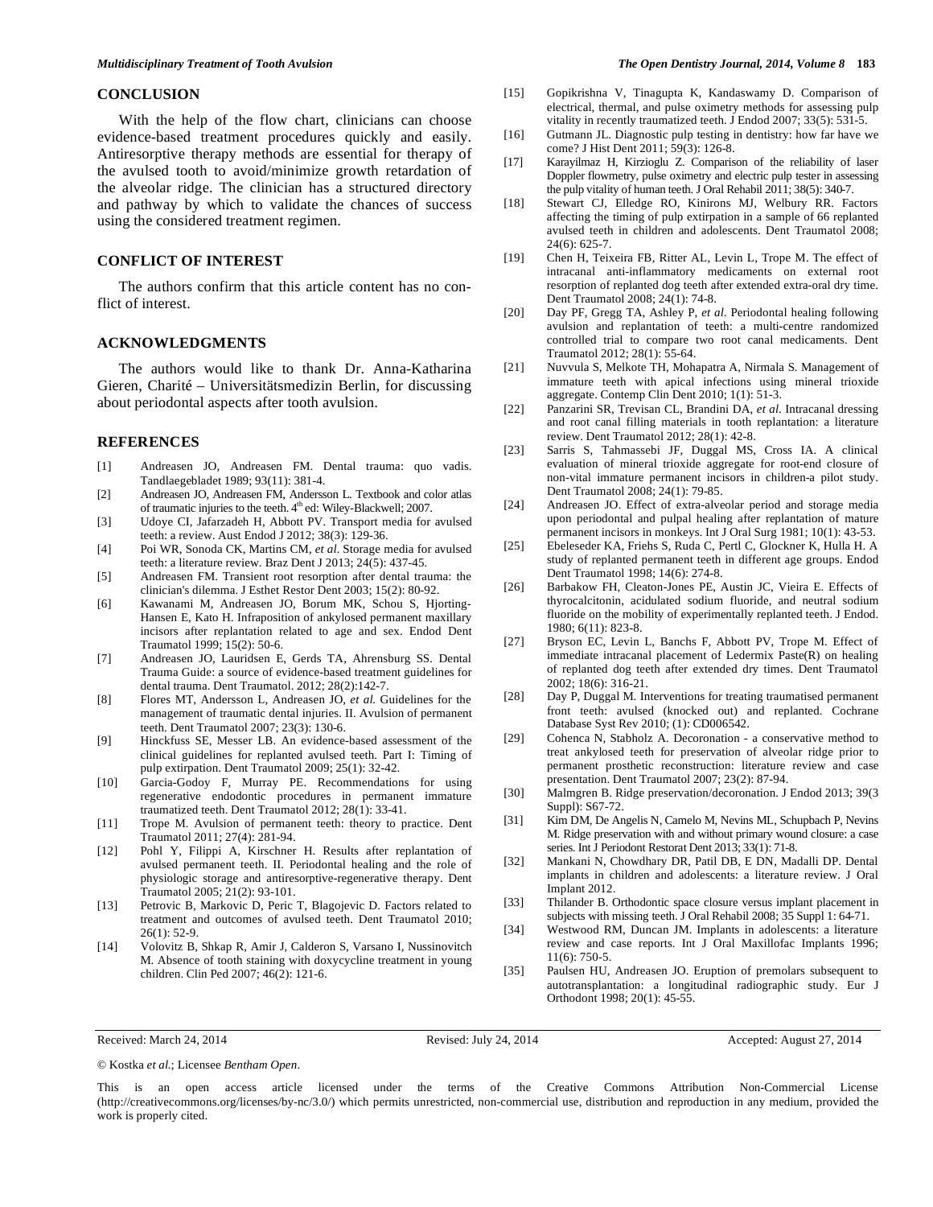## CONCLUSION

With the help of the flow chart, clinicians can choose evidence-based treatment procedures quickly and easily. Antiresorptive therapy methods are essential for therapy of the avulsed tooth to avoid/minimize growth retardation of the alveolar ridge. The clinician has a structured directory and pathway by which to validate the chances of success using the considered treatment regimen.

## CONFLICT OF INTEREST

The authors confirm that this article content has no conflict of interest.

## ACKNOWLEDGMENTS

The authors would like to thank Dr. Anna-Katharina Gieren, Charité – Universitätsmedizin Berlin, for discussing about periodontal aspects after tooth avulsion.

## REFERENCES

[1] Andreasen JO, Andreasen FM. Dental trauma: quo vadis. Tandlaegebladet 1989; 93(11): 381-4.

[2] Andreasen JO, Andreasen FM, Andersson L. Textbook and color atlas of traumatic injuries to the teeth. 4th ed: Wiley-Blackwell; 2007.

[3] Udoye CI, Jafarzadeh H, Abbott PV. Transport media for avulsed teeth: a review. Aust Endod J 2012; 38(3): 129-36.

[4] Poi WR, Sonoda CK, Martins CM, *et al.* Storage media for avulsed teeth: a literature review. Braz Dent J 2013; 24(5): 437-45.

[5] Andreasen FM. Transient root resorption after dental trauma: the clinician's dilemma. J Esthet Restor Dent 2003; 15(2): 80-92.

[6] Kawanami M, Andreasen JO, Borum MK, Schou S, Hjorting-Hansen E, Kato H. Infraposition of ankylosed permanent maxillary incisors after replantation related to age and sex. Endod Dent Traumatol 1999; 15(2): 50-6.

[7] Andreasen JO, Lauridsen E, Gerds TA, Ahrensburg SS. Dental Trauma Guide: a source of evidence-based treatment guidelines for dental trauma. Dent Traumatol. 2012; 28(2):142-7.

[8] Flores MT, Andersson L, Andreasen JO, *et al.* Guidelines for the management of traumatic dental injuries. II. Avulsion of permanent teeth. Dent Traumatol 2007; 23(3): 130-6.

[9] Hinckfuss SE, Messer LB. An evidence-based assessment of the clinical guidelines for replanted avulsed teeth. Part I: Timing of pulp extirpation. Dent Traumatol 2009; 25(1): 32-42.

[10] Garcia-Godoy F, Murray PE. Recommendations for using regenerative endodontic procedures in permanent immature traumatized teeth. Dent Traumatol 2012; 28(1): 33-41.

[11] Trope M. Avulsion of permanent teeth: theory to practice. Dent Traumatol 2011; 27(4): 281-94.

[12] Pohl Y, Filippi A, Kirschner H. Results after replantation of avulsed permanent teeth. II. Periodontal healing and the role of physiologic storage and antiresorptive-regenerative therapy. Dent Traumatol 2005; 21(2): 93-101.

[13] Petrovic B, Markovic D, Peric T, Blagojevic D. Factors related to treatment and outcomes of avulsed teeth. Dent Traumatol 2010; 26(1): 52-9.

[14] Volovitz B, Shkap R, Amir J, Calderon S, Varsano I, Nussinovitch M. Absence of tooth staining with doxycycline treatment in young children. Clin Ped 2007; 46(2): 121-6.

[15] Gopikrishna V, Tinagupta K, Kandaswamy D. Comparison of electrical, thermal, and pulse oximetry methods for assessing pulp vitality in recently traumatized teeth. J Endod 2007; 33(5): 531-5.

[16] Gutmann JL. Diagnostic pulp testing in dentistry: how far have we come? J Hist Dent 2011; 59(3): 126-8.

[17] Karayilmaz H, Kirzioglu Z. Comparison of the reliability of laser Doppler flowmetry, pulse oximetry and electric pulp tester in assessing the pulp vitality of human teeth. J Oral Rehabil 2011; 38(5): 340-7.

[18] Stewart CJ, Elledge RO, Kinirons MJ, Welbury RR. Factors affecting the timing of pulp extirpation in a sample of 66 replanted avulsed teeth in children and adolescents. Dent Traumatol 2008; 24(6): 625-7.

[19] Chen H, Teixeira FB, Ritter AL, Levin L, Trope M. The effect of intracanal anti-inflammatory medicaments on external root resorption of replanted dog teeth after extended extra-oral dry time. Dent Traumatol 2008; 24(1): 74-8.

[20] Day PF, Gregg TA, Ashley P, *et al.* Periodontal healing following avulsion and replantation of teeth: a multi-centre randomized controlled trial to compare two root canal medicaments. Dent Traumatol 2012; 28(1): 55-64.

[21] Nuvvula S, Melkote TH, Mohapatra A, Nirmala S. Management of immature teeth with apical infections using mineral trioxide aggregate. Contemp Clin Dent 2010; 1(1): 51-3.

[22] Panzarini SR, Trevisan CL, Brandini DA, *et al.* Intracanal dressing and root canal filling materials in tooth replantation: a literature review. Dent Traumatol 2012; 28(1): 42-8.

[23] Sarris S, Tahmassebi JF, Duggal MS, Cross IA. A clinical evaluation of mineral trioxide aggregate for root-end closure of non-vital immature permanent incisors in children-a pilot study. Dent Traumatol 2008; 24(1): 79-85.

[24] Andreasen JO. Effect of extra-alveolar period and storage media upon periodontal and pulpal healing after replantation of mature permanent incisors in monkeys. Int J Oral Surg 1981; 10(1): 43-53.

[25] Ebeleseder KA, Friehs S, Ruda C, Pertl C, Glockner K, Hulla H. A study of replanted permanent teeth in different age groups. Endod Dent Traumatol 1998; 14(6): 274-8.

[26] Barbakow FH, Cleaton-Jones PE, Austin JC, Vieira E. Effects of thyrocalcitonin, acidulated sodium fluoride, and neutral sodium fluoride on the mobility of experimentally replanted teeth. J Endod. 1980; 6(11): 823-8.

[27] Bryson EC, Levin L, Banchs F, Abbott PV, Trope M. Effect of immediate intracanal placement of Ledermix Paste(R) on healing of replanted dog teeth after extended dry times. Dent Traumatol 2002; 18(6): 316-21.

[28] Day P, Duggal M. Interventions for treating traumatised permanent front teeth: avulsed (knocked out) and replanted. Cochrane Database Syst Rev 2010; (1): CD006542.

[29] Cohenca N, Stabholz A. Decoronation - a conservative method to treat ankylosed teeth for preservation of alveolar ridge prior to permanent prosthetic reconstruction: literature review and case presentation. Dent Traumatol 2007; 23(2): 87-94.

[30] Malmgren B. Ridge preservation/decoronation. J Endod 2013; 39(3 Suppl): S67-72.

[31] Kim DM, De Angelis N, Camelo M, Nevins ML, Schupbach P, Nevins M. Ridge preservation with and without primary wound closure: a case series. Int J Periodont Restorat Dent 2013; 33(1): 71-8.

[32] Mankani N, Chowdhary DR, Patil DB, E DN, Madalli DP. Dental implants in children and adolescents: a literature review. J Oral Implant 2012.

[33] Thilander B. Orthodontic space closure versus implant placement in subjects with missing teeth. J Oral Rehabil 2008; 35 Suppl 1: 64-71.

[34] Westwood RM, Duncan JM. Implants in adolescents: a literature review and case reports. Int J Oral Maxillofac Implants 1996; 11(6): 750-5.

[35] Paulsen HU, Andreasen JO. Eruption of premolars subsequent to autotransplantation: a longitudinal radiographic study. Eur J Orthodont 1998; 20(1): 45-55.

Received: March 24, 2014 Revised: July 24, 2014 Accepted: August 27, 2014

© Kostka *et al.*; Licensee *Bentham Open*.

This is an open access article licensed under the terms of the Creative Commons Attribution Non-Commercial License (http://creativecommons.org/licenses/by-nc/3.0/) which permits unrestricted, non-commercial use, distribution and reproduction in any medium, provided the work is properly cited.